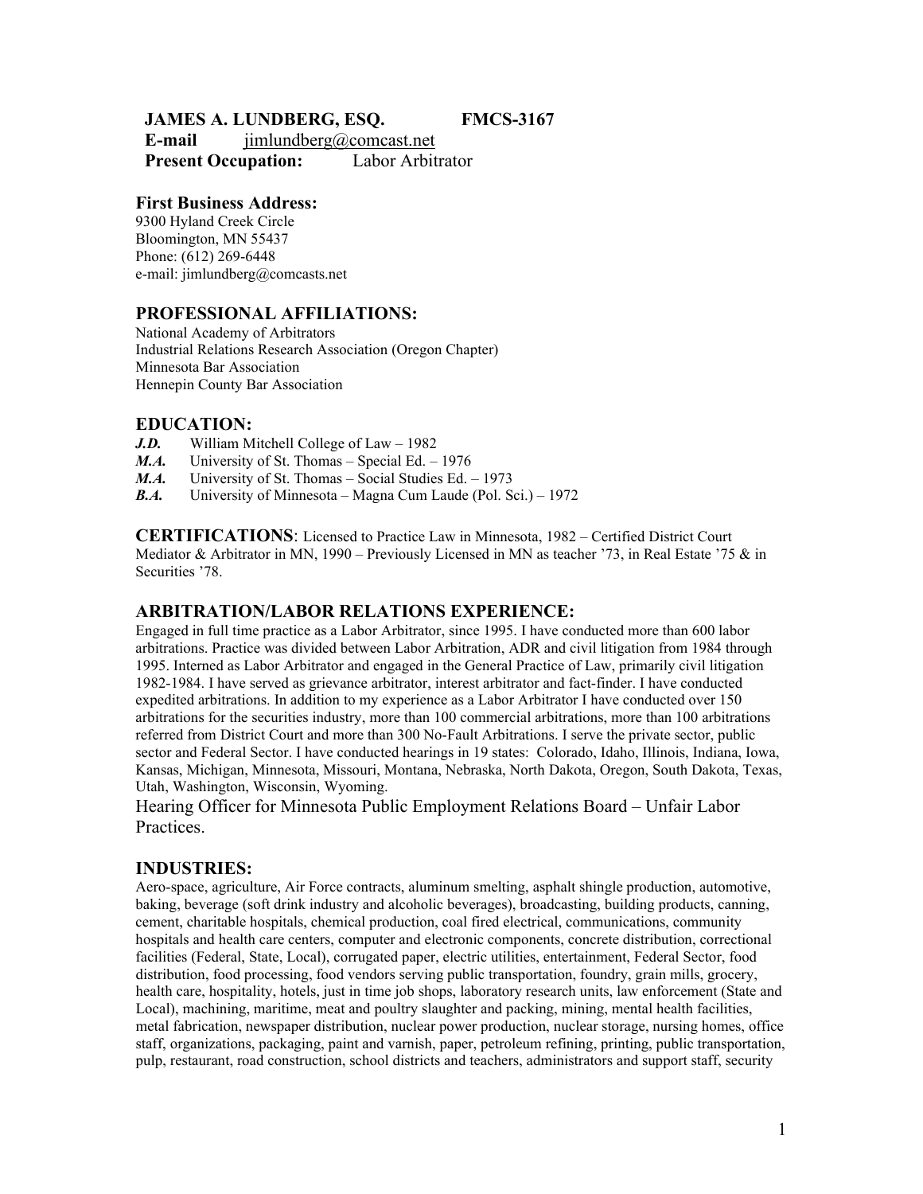**JAMES A. LUNDBERG, ESQ.** **FMCS-3167**

**E-mail** jimlundberg@comcast.net

**Present Occupation:** Labor Arbitrator

### First Business Address:

9300 Hyland Creek Circle
Bloomington, MN 55437
Phone: (612) 269-6448
e-mail: jimlundberg@comcasts.net

### PROFESSIONAL AFFILIATIONS:

National Academy of Arbitrators
Industrial Relations Research Association (Oregon Chapter)
Minnesota Bar Association
Hennepin County Bar Association

### EDUCATION:

***J.D.*** William Mitchell College of Law – 1982
***M.A.*** University of St. Thomas – Special Ed. – 1976
***M.A.*** University of St. Thomas – Social Studies Ed. – 1973
***B.A.*** University of Minnesota – Magna Cum Laude (Pol. Sci.) – 1972

**CERTIFICATIONS**: Licensed to Practice Law in Minnesota, 1982 – Certified District Court Mediator & Arbitrator in MN, 1990 – Previously Licensed in MN as teacher '73, in Real Estate '75 & in Securities '78.

### ARBITRATION/LABOR RELATIONS EXPERIENCE:

Engaged in full time practice as a Labor Arbitrator, since 1995. I have conducted more than 600 labor arbitrations. Practice was divided between Labor Arbitration, ADR and civil litigation from 1984 through 1995. Interned as Labor Arbitrator and engaged in the General Practice of Law, primarily civil litigation 1982-1984. I have served as grievance arbitrator, interest arbitrator and fact-finder. I have conducted expedited arbitrations. In addition to my experience as a Labor Arbitrator I have conducted over 150 arbitrations for the securities industry, more than 100 commercial arbitrations, more than 100 arbitrations referred from District Court and more than 300 No-Fault Arbitrations. I serve the private sector, public sector and Federal Sector. I have conducted hearings in 19 states: Colorado, Idaho, Illinois, Indiana, Iowa, Kansas, Michigan, Minnesota, Missouri, Montana, Nebraska, North Dakota, Oregon, South Dakota, Texas, Utah, Washington, Wisconsin, Wyoming.

Hearing Officer for Minnesota Public Employment Relations Board – Unfair Labor Practices.

### INDUSTRIES:

Aero-space, agriculture, Air Force contracts, aluminum smelting, asphalt shingle production, automotive, baking, beverage (soft drink industry and alcoholic beverages), broadcasting, building products, canning, cement, charitable hospitals, chemical production, coal fired electrical, communications, community hospitals and health care centers, computer and electronic components, concrete distribution, correctional facilities (Federal, State, Local), corrugated paper, electric utilities, entertainment, Federal Sector, food distribution, food processing, food vendors serving public transportation, foundry, grain mills, grocery, health care, hospitality, hotels, just in time job shops, laboratory research units, law enforcement (State and Local), machining, maritime, meat and poultry slaughter and packing, mining, mental health facilities, metal fabrication, newspaper distribution, nuclear power production, nuclear storage, nursing homes, office staff, organizations, packaging, paint and varnish, paper, petroleum refining, printing, public transportation, pulp, restaurant, road construction, school districts and teachers, administrators and support staff, security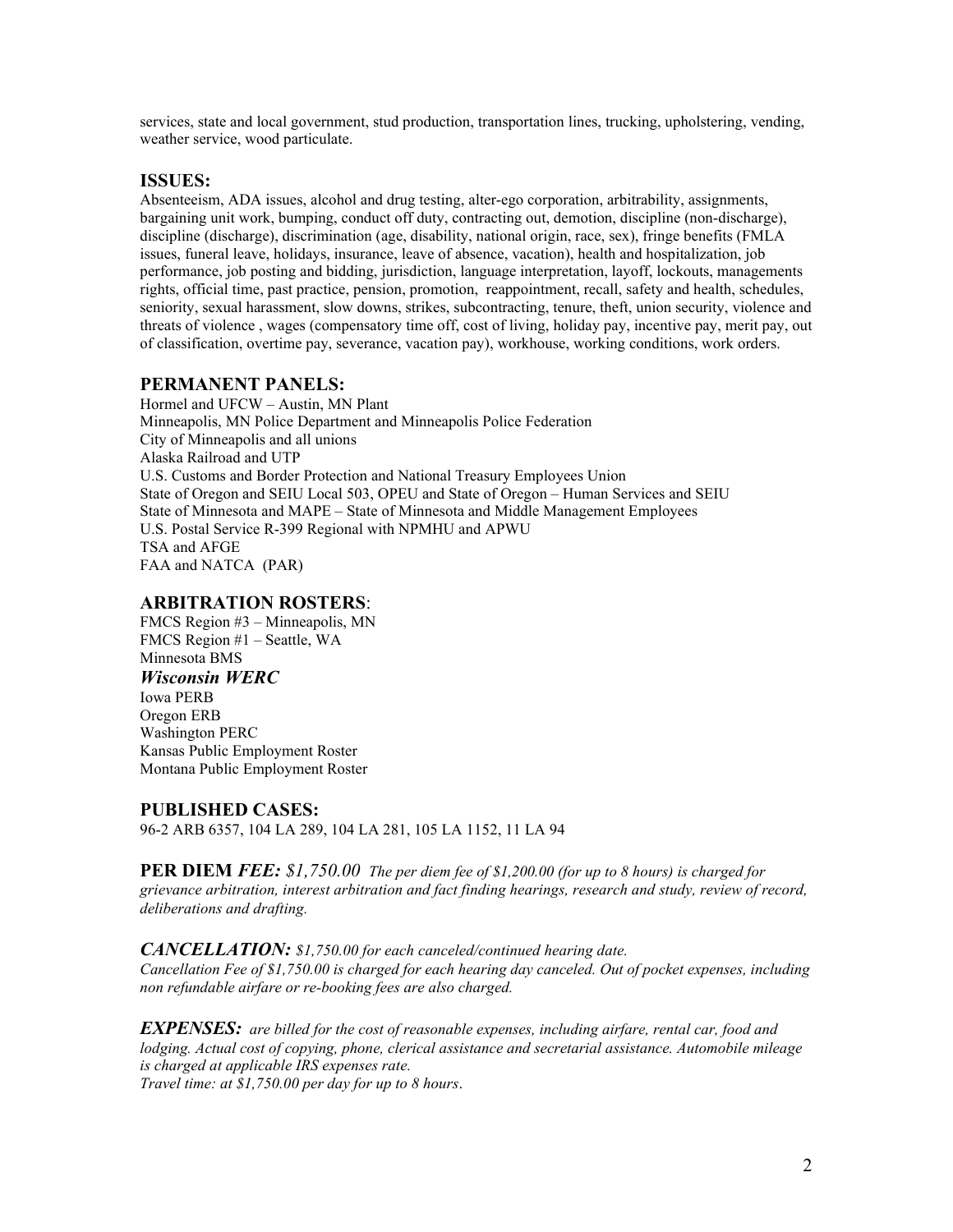services, state and local government, stud production, transportation lines, trucking, upholstering, vending, weather service, wood particulate.

## ISSUES:

Absenteeism, ADA issues, alcohol and drug testing, alter-ego corporation, arbitrability, assignments, bargaining unit work, bumping, conduct off duty, contracting out, demotion, discipline (non-discharge), discipline (discharge), discrimination (age, disability, national origin, race, sex), fringe benefits (FMLA issues, funeral leave, holidays, insurance, leave of absence, vacation), health and hospitalization, job performance, job posting and bidding, jurisdiction, language interpretation, layoff, lockouts, managements rights, official time, past practice, pension, promotion, reappointment, recall, safety and health, schedules, seniority, sexual harassment, slow downs, strikes, subcontracting, tenure, theft, union security, violence and threats of violence , wages (compensatory time off, cost of living, holiday pay, incentive pay, merit pay, out of classification, overtime pay, severance, vacation pay), workhouse, working conditions, work orders.

## PERMANENT PANELS:

Hormel and UFCW – Austin, MN Plant
Minneapolis, MN Police Department and Minneapolis Police Federation
City of Minneapolis and all unions
Alaska Railroad and UTP
U.S. Customs and Border Protection and National Treasury Employees Union
State of Oregon and SEIU Local 503, OPEU and State of Oregon – Human Services and SEIU
State of Minnesota and MAPE – State of Minnesota and Middle Management Employees
U.S. Postal Service R-399 Regional with NPMHU and APWU
TSA and AFGE
FAA and NATCA (PAR)

## ARBITRATION ROSTERS:

FMCS Region #3 – Minneapolis, MN
FMCS Region #1 – Seattle, WA
Minnesota BMS
***Wisconsin WERC***
Iowa PERB
Oregon ERB
Washington PERC
Kansas Public Employment Roster
Montana Public Employment Roster

## PUBLISHED CASES:

96-2 ARB 6357, 104 LA 289, 104 LA 281, 105 LA 1152, 11 LA 94

**PER DIEM** ***FEE:*** *$1,750.00* *The per diem fee of $1,200.00 (for up to 8 hours) is charged for grievance arbitration, interest arbitration and fact finding hearings, research and study, review of record, deliberations and drafting.*

***CANCELLATION:*** *$1,750.00 for each canceled/continued hearing date.*
*Cancellation Fee of $1,750.00 is charged for each hearing day canceled. Out of pocket expenses, including non refundable airfare or re-booking fees are also charged.*

***EXPENSES:*** *are billed for the cost of reasonable expenses, including airfare, rental car, food and lodging. Actual cost of copying, phone, clerical assistance and secretarial assistance. Automobile mileage is charged at applicable IRS expenses rate.*
*Travel time: at $1,750.00 per day for up to 8 hours*.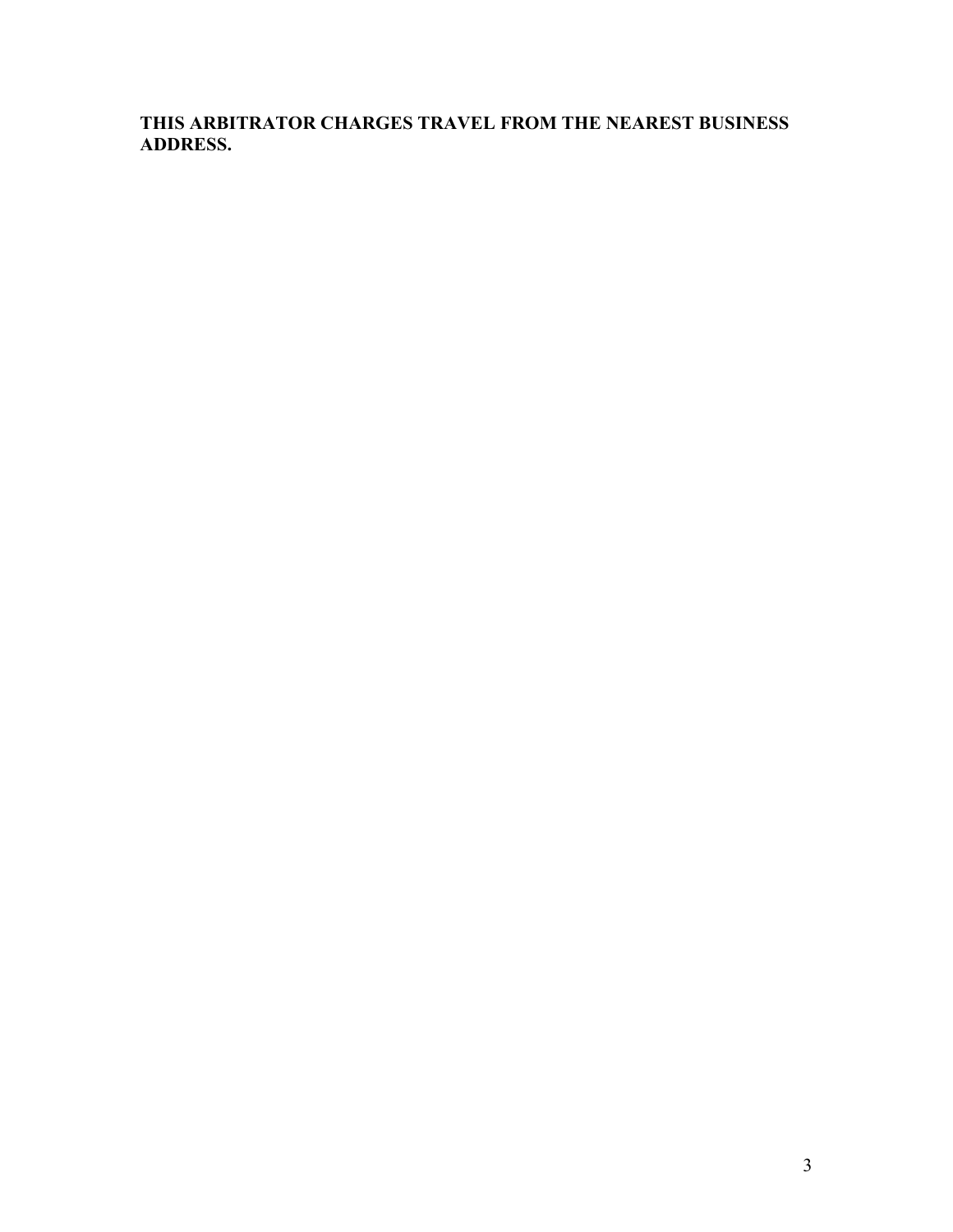**THIS ARBITRATOR CHARGES TRAVEL FROM THE NEAREST BUSINESS ADDRESS.**